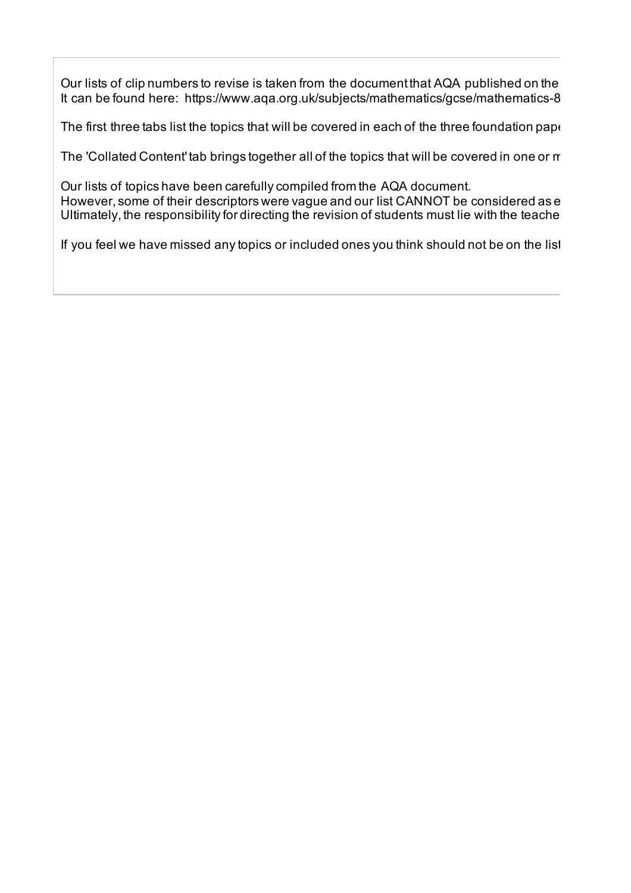Our lists of clip numbers to revise is taken from the document that AQA published on the
It can be found here: https://www.aqa.org.uk/subjects/mathematics/gcse/mathematics-8

The first three tabs list the topics that will be covered in each of the three foundation pape

The 'Collated Content' tab brings together all of the topics that will be covered in one or m

Our lists of topics have been carefully compiled from the AQA document.
However, some of their descriptors were vague and our list CANNOT be considered as e
Ultimately, the responsibility for directing the revision of students must lie with the teache

If you feel we have missed any topics or included ones you think should not be on the list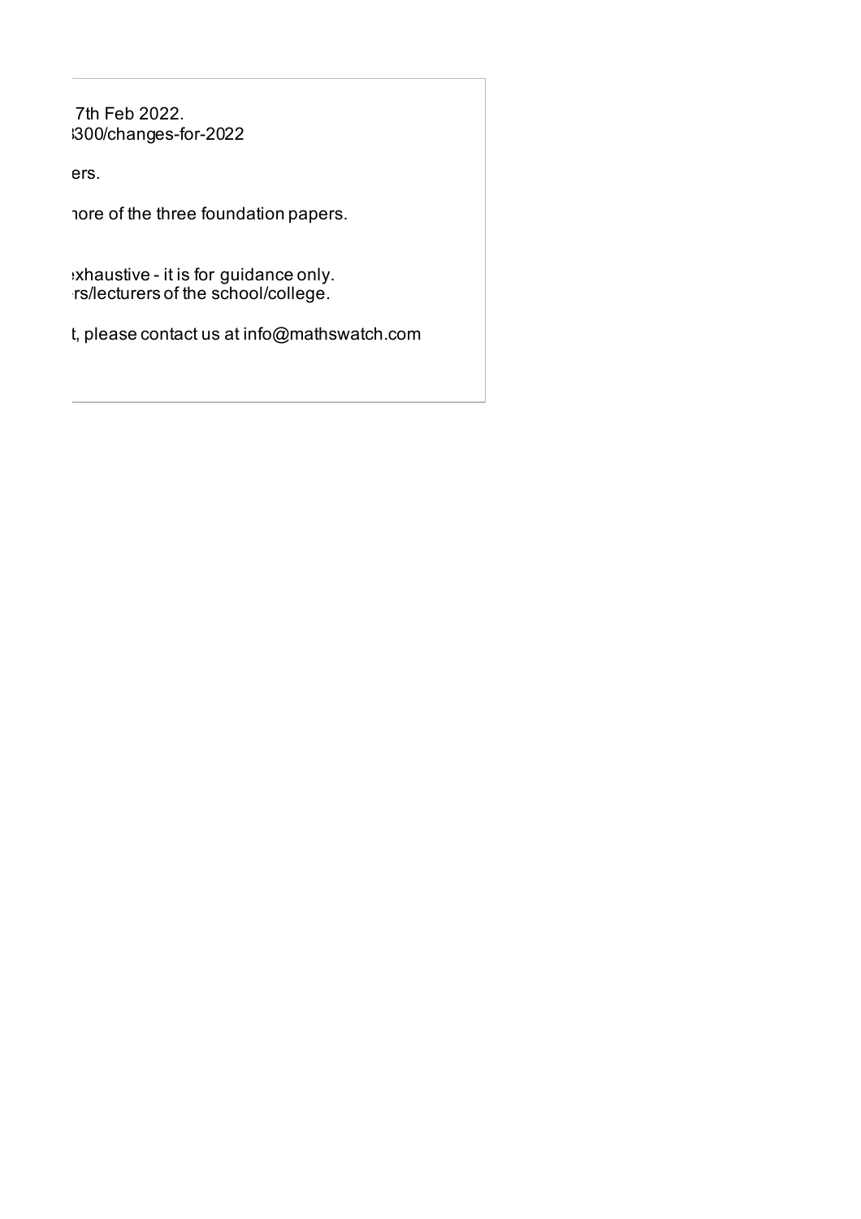7th Feb 2022.
300/changes-for-2022

ers.

nore of the three foundation papers.

exhaustive - it is for guidance only.
rs/lecturers of the school/college.

t, please contact us at info@mathswatch.com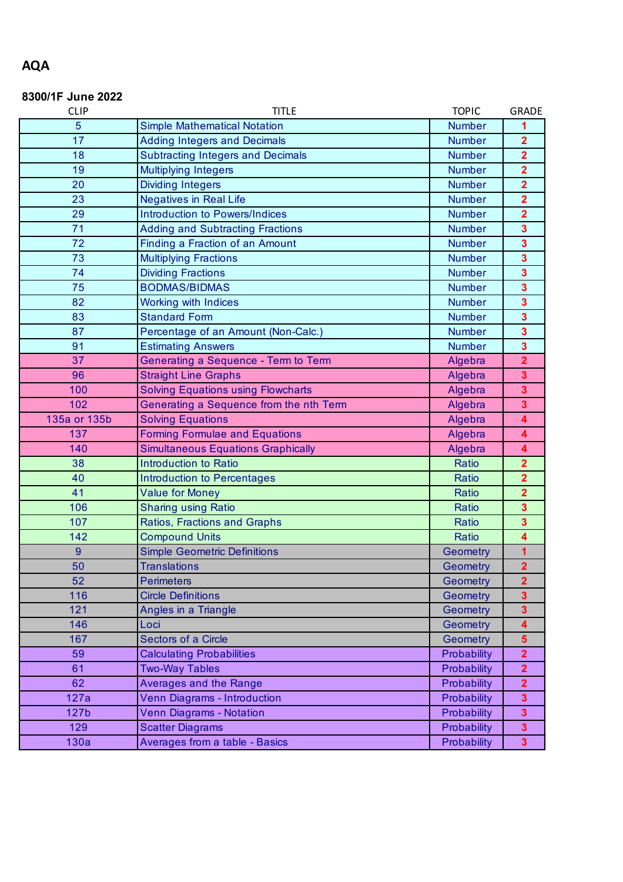# AQA

**8300/1F June 2022**

| CLIP | TITLE | TOPIC | GRADE |
|---|---|---|---|
| 5 | Simple Mathematical Notation | Number | 1 |
| 17 | Adding Integers and Decimals | Number | 2 |
| 18 | Subtracting Integers and Decimals | Number | 2 |
| 19 | Multiplying Integers | Number | 2 |
| 20 | Dividing Integers | Number | 2 |
| 23 | Negatives in Real Life | Number | 2 |
| 29 | Introduction to Powers/Indices | Number | 2 |
| 71 | Adding and Subtracting Fractions | Number | 3 |
| 72 | Finding a Fraction of an Amount | Number | 3 |
| 73 | Multiplying Fractions | Number | 3 |
| 74 | Dividing Fractions | Number | 3 |
| 75 | BODMAS/BIDMAS | Number | 3 |
| 82 | Working with Indices | Number | 3 |
| 83 | Standard Form | Number | 3 |
| 87 | Percentage of an Amount (Non-Calc.) | Number | 3 |
| 91 | Estimating Answers | Number | 3 |
| 37 | Generating a Sequence - Term to Term | Algebra | 2 |
| 96 | Straight Line Graphs | Algebra | 3 |
| 100 | Solving Equations using Flowcharts | Algebra | 3 |
| 102 | Generating a Sequence from the nth Term | Algebra | 3 |
| 135a or 135b | Solving Equations | Algebra | 4 |
| 137 | Forming Formulae and Equations | Algebra | 4 |
| 140 | Simultaneous Equations Graphically | Algebra | 4 |
| 38 | Introduction to Ratio | Ratio | 2 |
| 40 | Introduction to Percentages | Ratio | 2 |
| 41 | Value for Money | Ratio | 2 |
| 106 | Sharing using Ratio | Ratio | 3 |
| 107 | Ratios, Fractions and Graphs | Ratio | 3 |
| 142 | Compound Units | Ratio | 4 |
| 9 | Simple Geometric Definitions | Geometry | 1 |
| 50 | Translations | Geometry | 2 |
| 52 | Perimeters | Geometry | 2 |
| 116 | Circle Definitions | Geometry | 3 |
| 121 | Angles in a Triangle | Geometry | 3 |
| 146 | Loci | Geometry | 4 |
| 167 | Sectors of a Circle | Geometry | 5 |
| 59 | Calculating Probabilities | Probability | 2 |
| 61 | Two-Way Tables | Probability | 2 |
| 62 | Averages and the Range | Probability | 2 |
| 127a | Venn Diagrams - Introduction | Probability | 3 |
| 127b | Venn Diagrams - Notation | Probability | 3 |
| 129 | Scatter Diagrams | Probability | 3 |
| 130a | Averages from a table - Basics | Probability | 3 |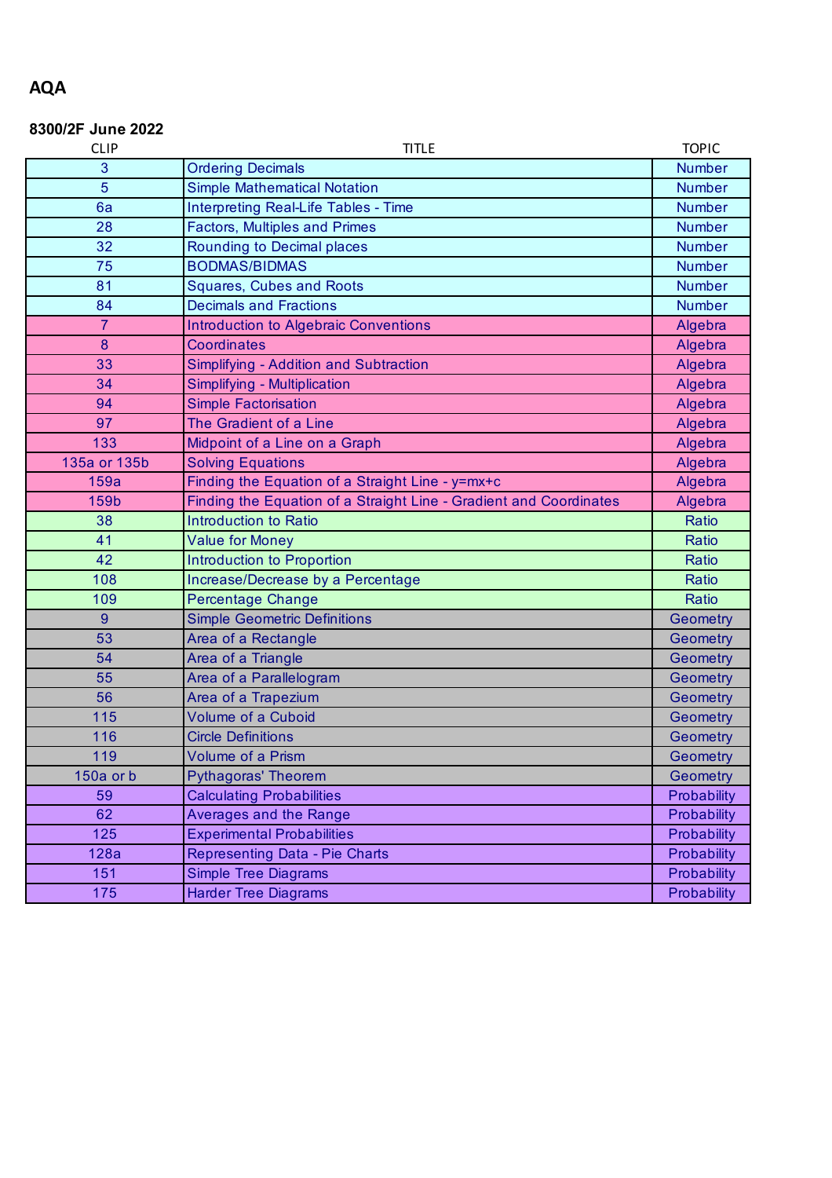## AQA

### 8300/2F June 2022

| CLIP | TITLE | TOPIC |
|---|---|---|
| 3 | Ordering Decimals | Number |
| 5 | Simple Mathematical Notation | Number |
| 6a | Interpreting Real-Life Tables - Time | Number |
| 28 | Factors, Multiples and Primes | Number |
| 32 | Rounding to Decimal places | Number |
| 75 | BODMAS/BIDMAS | Number |
| 81 | Squares, Cubes and Roots | Number |
| 84 | Decimals and Fractions | Number |
| 7 | Introduction to Algebraic Conventions | Algebra |
| 8 | Coordinates | Algebra |
| 33 | Simplifying - Addition and Subtraction | Algebra |
| 34 | Simplifying - Multiplication | Algebra |
| 94 | Simple Factorisation | Algebra |
| 97 | The Gradient of a Line | Algebra |
| 133 | Midpoint of a Line on a Graph | Algebra |
| 135a or 135b | Solving Equations | Algebra |
| 159a | Finding the Equation of a Straight Line - y=mx+c | Algebra |
| 159b | Finding the Equation of a Straight Line - Gradient and Coordinates | Algebra |
| 38 | Introduction to Ratio | Ratio |
| 41 | Value for Money | Ratio |
| 42 | Introduction to Proportion | Ratio |
| 108 | Increase/Decrease by a Percentage | Ratio |
| 109 | Percentage Change | Ratio |
| 9 | Simple Geometric Definitions | Geometry |
| 53 | Area of a Rectangle | Geometry |
| 54 | Area of a Triangle | Geometry |
| 55 | Area of a Parallelogram | Geometry |
| 56 | Area of a Trapezium | Geometry |
| 115 | Volume of a Cuboid | Geometry |
| 116 | Circle Definitions | Geometry |
| 119 | Volume of a Prism | Geometry |
| 150a or b | Pythagoras' Theorem | Geometry |
| 59 | Calculating Probabilities | Probability |
| 62 | Averages and the Range | Probability |
| 125 | Experimental Probabilities | Probability |
| 128a | Representing Data - Pie Charts | Probability |
| 151 | Simple Tree Diagrams | Probability |
| 175 | Harder Tree Diagrams | Probability |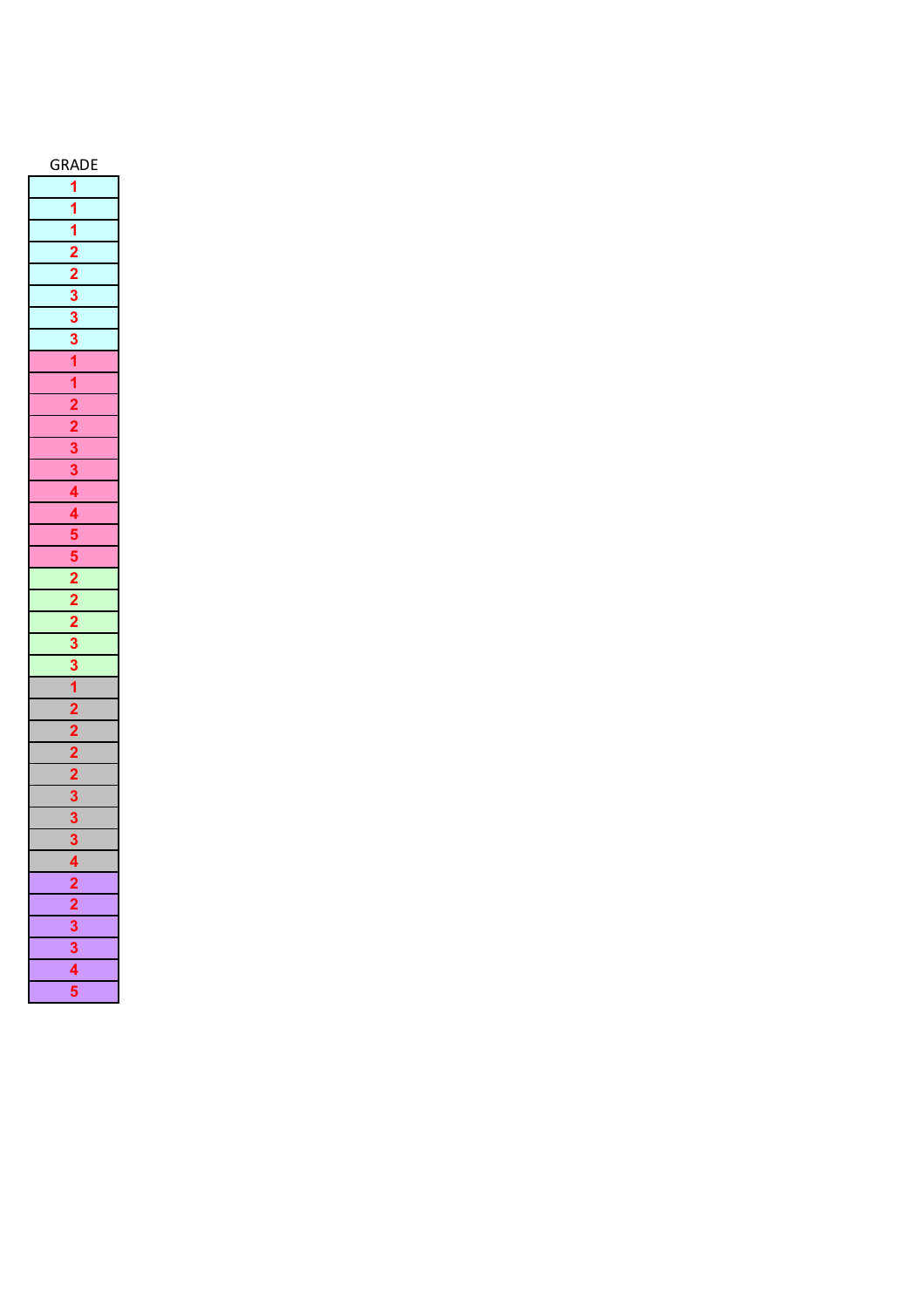| GRADE |
|---|
| 1 |
| 1 |
| 1 |
| 2 |
| 2 |
| 3 |
| 3 |
| 3 |
| 1 |
| 1 |
| 2 |
| 2 |
| 3 |
| 3 |
| 4 |
| 4 |
| 5 |
| 5 |
| 2 |
| 2 |
| 2 |
| 3 |
| 3 |
| 1 |
| 2 |
| 2 |
| 2 |
| 2 |
| 3 |
| 3 |
| 3 |
| 4 |
| 2 |
| 2 |
| 3 |
| 3 |
| 4 |
| 5 |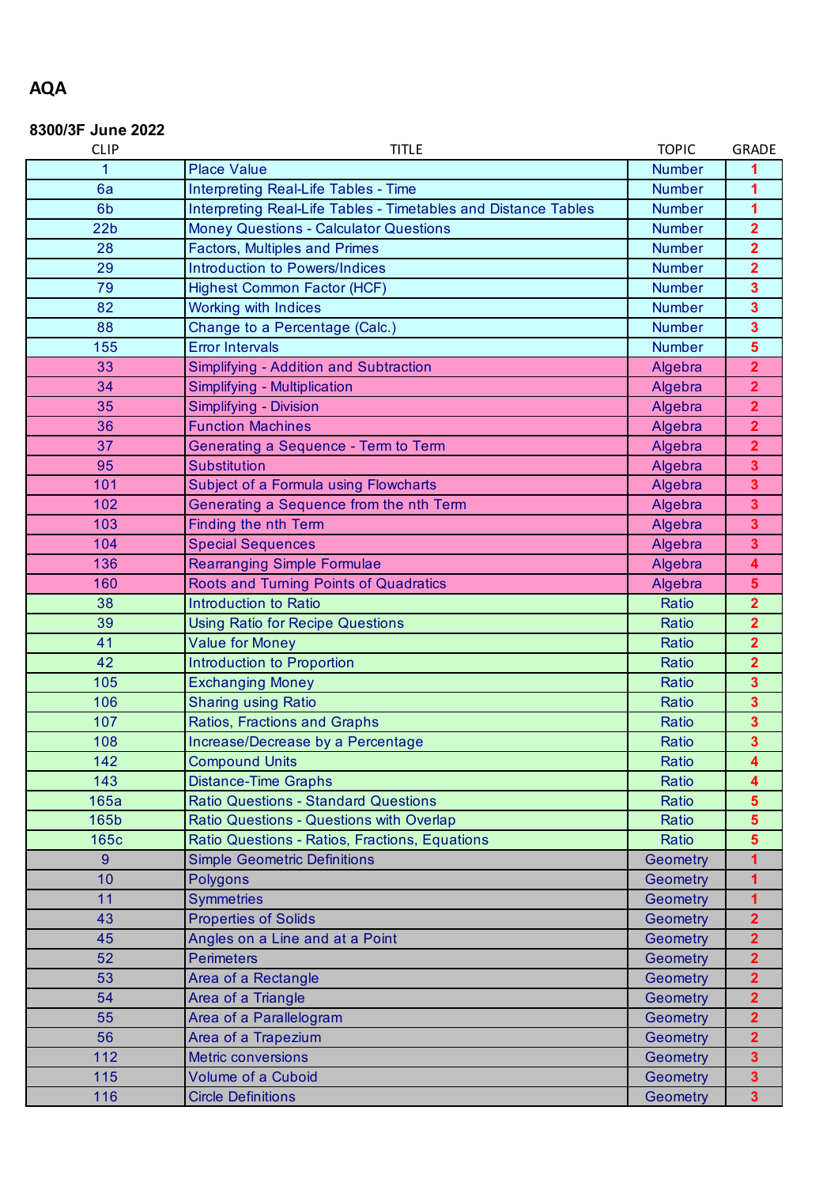**AQA**

**8300/3F June 2022**

| CLIP | TITLE | TOPIC | GRADE |
|---|---|---|---|
| 1 | Place Value | Number | 1 |
| 6a | Interpreting Real-Life Tables - Time | Number | 1 |
| 6b | Interpreting Real-Life Tables - Timetables and Distance Tables | Number | 1 |
| 22b | Money Questions - Calculator Questions | Number | 2 |
| 28 | Factors, Multiples and Primes | Number | 2 |
| 29 | Introduction to Powers/Indices | Number | 2 |
| 79 | Highest Common Factor (HCF) | Number | 3 |
| 82 | Working with Indices | Number | 3 |
| 88 | Change to a Percentage (Calc.) | Number | 3 |
| 155 | Error Intervals | Number | 5 |
| 33 | Simplifying - Addition and Subtraction | Algebra | 2 |
| 34 | Simplifying - Multiplication | Algebra | 2 |
| 35 | Simplifying - Division | Algebra | 2 |
| 36 | Function Machines | Algebra | 2 |
| 37 | Generating a Sequence - Term to Term | Algebra | 2 |
| 95 | Substitution | Algebra | 3 |
| 101 | Subject of a Formula using Flowcharts | Algebra | 3 |
| 102 | Generating a Sequence from the nth Term | Algebra | 3 |
| 103 | Finding the nth Term | Algebra | 3 |
| 104 | Special Sequences | Algebra | 3 |
| 136 | Rearranging Simple Formulae | Algebra | 4 |
| 160 | Roots and Turning Points of Quadratics | Algebra | 5 |
| 38 | Introduction to Ratio | Ratio | 2 |
| 39 | Using Ratio for Recipe Questions | Ratio | 2 |
| 41 | Value for Money | Ratio | 2 |
| 42 | Introduction to Proportion | Ratio | 2 |
| 105 | Exchanging Money | Ratio | 3 |
| 106 | Sharing using Ratio | Ratio | 3 |
| 107 | Ratios, Fractions and Graphs | Ratio | 3 |
| 108 | Increase/Decrease by a Percentage | Ratio | 3 |
| 142 | Compound Units | Ratio | 4 |
| 143 | Distance-Time Graphs | Ratio | 4 |
| 165a | Ratio Questions - Standard Questions | Ratio | 5 |
| 165b | Ratio Questions - Questions with Overlap | Ratio | 5 |
| 165c | Ratio Questions - Ratios, Fractions, Equations | Ratio | 5 |
| 9 | Simple Geometric Definitions | Geometry | 1 |
| 10 | Polygons | Geometry | 1 |
| 11 | Symmetries | Geometry | 1 |
| 43 | Properties of Solids | Geometry | 2 |
| 45 | Angles on a Line and at a Point | Geometry | 2 |
| 52 | Perimeters | Geometry | 2 |
| 53 | Area of a Rectangle | Geometry | 2 |
| 54 | Area of a Triangle | Geometry | 2 |
| 55 | Area of a Parallelogram | Geometry | 2 |
| 56 | Area of a Trapezium | Geometry | 2 |
| 112 | Metric conversions | Geometry | 3 |
| 115 | Volume of a Cuboid | Geometry | 3 |
| 116 | Circle Definitions | Geometry | 3 |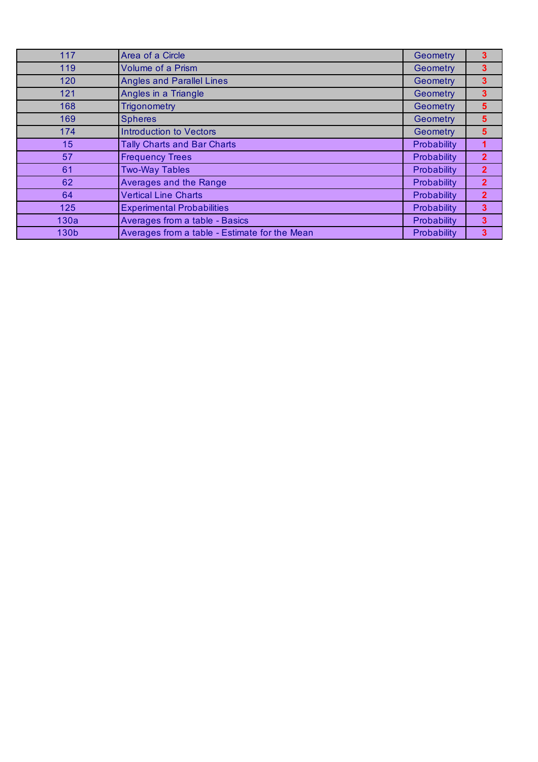| 117 | Area of a Circle | Geometry | 3 |
|---|---|---|---|
| 119 | Volume of a Prism | Geometry | 3 |
| 120 | Angles and Parallel Lines | Geometry | 3 |
| 121 | Angles in a Triangle | Geometry | 3 |
| 168 | Trigonometry | Geometry | 5 |
| 169 | Spheres | Geometry | 5 |
| 174 | Introduction to Vectors | Geometry | 5 |
| 15 | Tally Charts and Bar Charts | Probability | 1 |
| 57 | Frequency Trees | Probability | 2 |
| 61 | Two-Way Tables | Probability | 2 |
| 62 | Averages and the Range | Probability | 2 |
| 64 | Vertical Line Charts | Probability | 2 |
| 125 | Experimental Probabilities | Probability | 3 |
| 130a | Averages from a table - Basics | Probability | 3 |
| 130b | Averages from a table - Estimate for the Mean | Probability | 3 |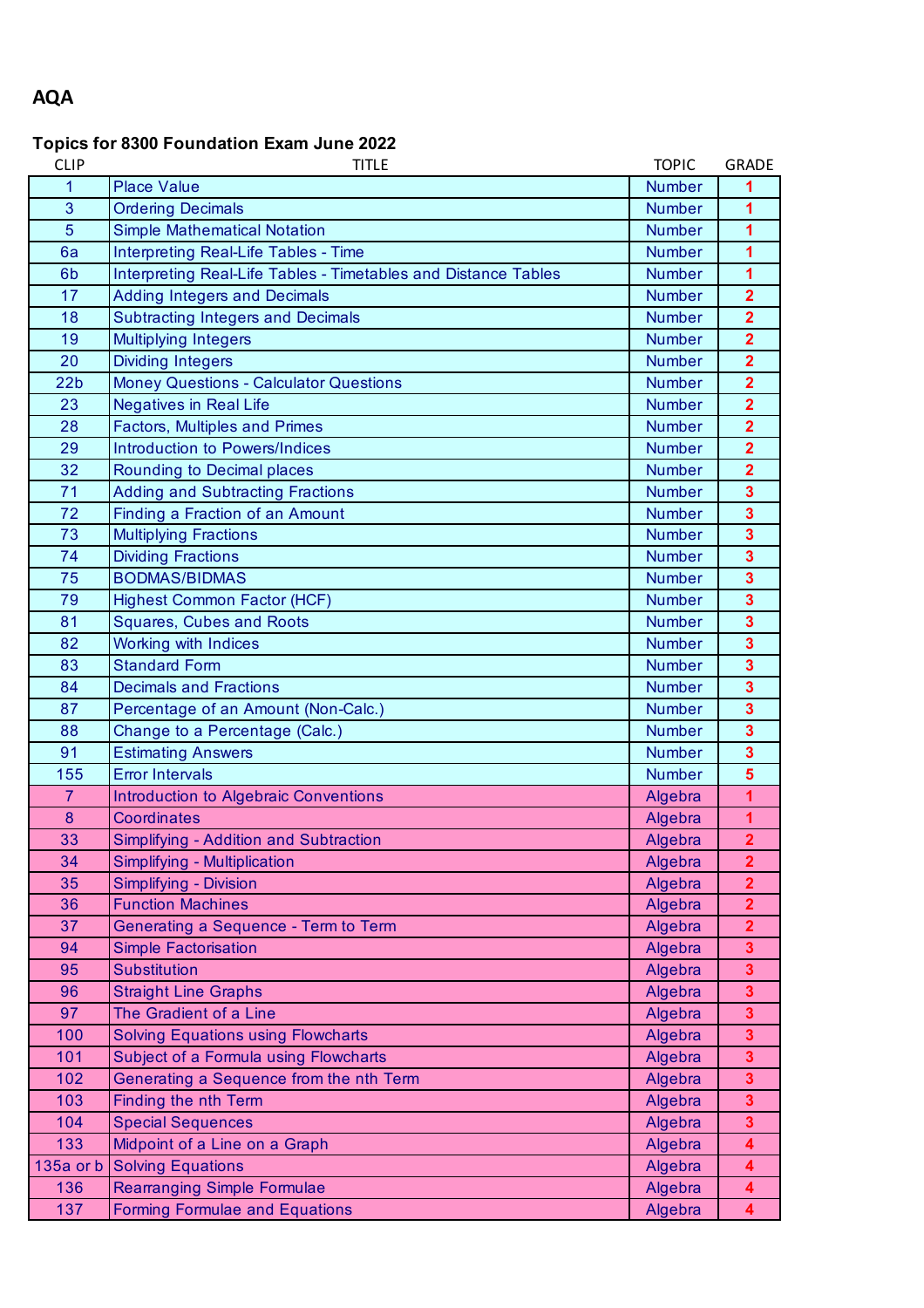**AQA**

**Topics for 8300 Foundation Exam June 2022**

| CLIP | TITLE | TOPIC | GRADE |
|---|---|---|---|
| 1 | Place Value | Number | 1 |
| 3 | Ordering Decimals | Number | 1 |
| 5 | Simple Mathematical Notation | Number | 1 |
| 6a | Interpreting Real-Life Tables - Time | Number | 1 |
| 6b | Interpreting Real-Life Tables - Timetables and Distance Tables | Number | 1 |
| 17 | Adding Integers and Decimals | Number | 2 |
| 18 | Subtracting Integers and Decimals | Number | 2 |
| 19 | Multiplying Integers | Number | 2 |
| 20 | Dividing Integers | Number | 2 |
| 22b | Money Questions - Calculator Questions | Number | 2 |
| 23 | Negatives in Real Life | Number | 2 |
| 28 | Factors, Multiples and Primes | Number | 2 |
| 29 | Introduction to Powers/Indices | Number | 2 |
| 32 | Rounding to Decimal places | Number | 2 |
| 71 | Adding and Subtracting Fractions | Number | 3 |
| 72 | Finding a Fraction of an Amount | Number | 3 |
| 73 | Multiplying Fractions | Number | 3 |
| 74 | Dividing Fractions | Number | 3 |
| 75 | BODMAS/BIDMAS | Number | 3 |
| 79 | Highest Common Factor (HCF) | Number | 3 |
| 81 | Squares, Cubes and Roots | Number | 3 |
| 82 | Working with Indices | Number | 3 |
| 83 | Standard Form | Number | 3 |
| 84 | Decimals and Fractions | Number | 3 |
| 87 | Percentage of an Amount (Non-Calc.) | Number | 3 |
| 88 | Change to a Percentage (Calc.) | Number | 3 |
| 91 | Estimating Answers | Number | 3 |
| 155 | Error Intervals | Number | 5 |
| 7 | Introduction to Algebraic Conventions | Algebra | 1 |
| 8 | Coordinates | Algebra | 1 |
| 33 | Simplifying - Addition and Subtraction | Algebra | 2 |
| 34 | Simplifying - Multiplication | Algebra | 2 |
| 35 | Simplifying - Division | Algebra | 2 |
| 36 | Function Machines | Algebra | 2 |
| 37 | Generating a Sequence - Term to Term | Algebra | 2 |
| 94 | Simple Factorisation | Algebra | 3 |
| 95 | Substitution | Algebra | 3 |
| 96 | Straight Line Graphs | Algebra | 3 |
| 97 | The Gradient of a Line | Algebra | 3 |
| 100 | Solving Equations using Flowcharts | Algebra | 3 |
| 101 | Subject of a Formula using Flowcharts | Algebra | 3 |
| 102 | Generating a Sequence from the nth Term | Algebra | 3 |
| 103 | Finding the nth Term | Algebra | 3 |
| 104 | Special Sequences | Algebra | 3 |
| 133 | Midpoint of a Line on a Graph | Algebra | 4 |
| 135a or b | Solving Equations | Algebra | 4 |
| 136 | Rearranging Simple Formulae | Algebra | 4 |
| 137 | Forming Formulae and Equations | Algebra | 4 |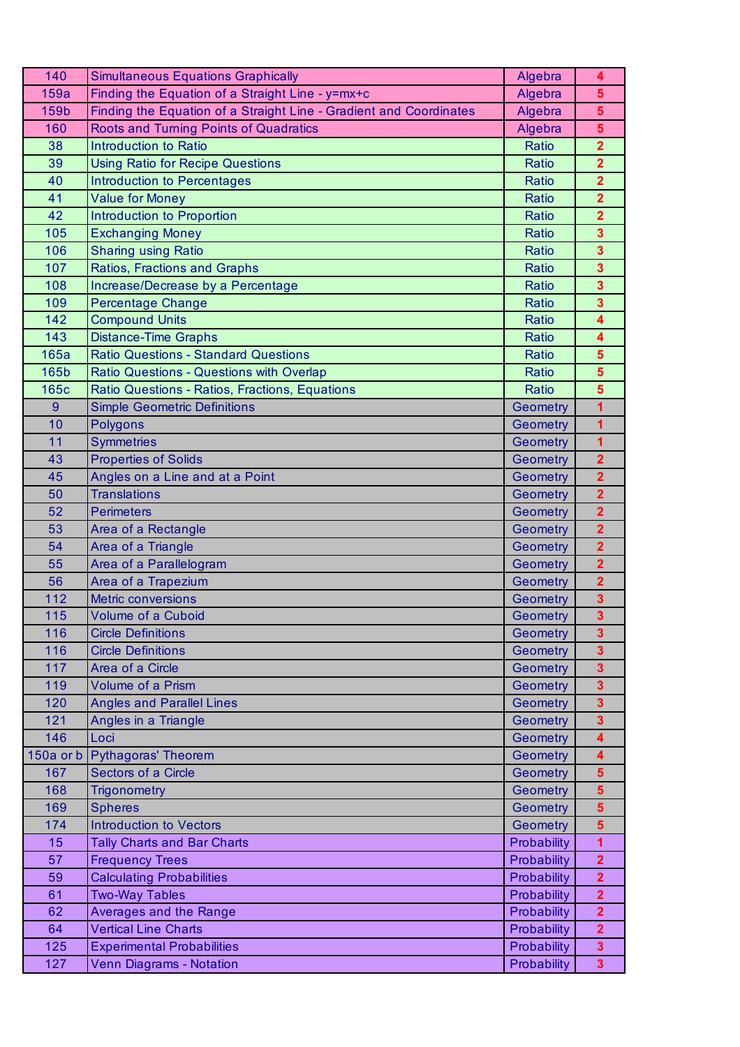| | | | |
|---|---|---|---|
| 140 | Simultaneous Equations Graphically | Algebra | 4 |
| 159a | Finding the Equation of a Straight Line - y=mx+c | Algebra | 5 |
| 159b | Finding the Equation of a Straight Line - Gradient and Coordinates | Algebra | 5 |
| 160 | Roots and Turning Points of Quadratics | Algebra | 5 |
| 38 | Introduction to Ratio | Ratio | 2 |
| 39 | Using Ratio for Recipe Questions | Ratio | 2 |
| 40 | Introduction to Percentages | Ratio | 2 |
| 41 | Value for Money | Ratio | 2 |
| 42 | Introduction to Proportion | Ratio | 2 |
| 105 | Exchanging Money | Ratio | 3 |
| 106 | Sharing using Ratio | Ratio | 3 |
| 107 | Ratios, Fractions and Graphs | Ratio | 3 |
| 108 | Increase/Decrease by a Percentage | Ratio | 3 |
| 109 | Percentage Change | Ratio | 3 |
| 142 | Compound Units | Ratio | 4 |
| 143 | Distance-Time Graphs | Ratio | 4 |
| 165a | Ratio Questions - Standard Questions | Ratio | 5 |
| 165b | Ratio Questions - Questions with Overlap | Ratio | 5 |
| 165c | Ratio Questions - Ratios, Fractions, Equations | Ratio | 5 |
| 9 | Simple Geometric Definitions | Geometry | 1 |
| 10 | Polygons | Geometry | 1 |
| 11 | Symmetries | Geometry | 1 |
| 43 | Properties of Solids | Geometry | 2 |
| 45 | Angles on a Line and at a Point | Geometry | 2 |
| 50 | Translations | Geometry | 2 |
| 52 | Perimeters | Geometry | 2 |
| 53 | Area of a Rectangle | Geometry | 2 |
| 54 | Area of a Triangle | Geometry | 2 |
| 55 | Area of a Parallelogram | Geometry | 2 |
| 56 | Area of a Trapezium | Geometry | 2 |
| 112 | Metric conversions | Geometry | 3 |
| 115 | Volume of a Cuboid | Geometry | 3 |
| 116 | Circle Definitions | Geometry | 3 |
| 116 | Circle Definitions | Geometry | 3 |
| 117 | Area of a Circle | Geometry | 3 |
| 119 | Volume of a Prism | Geometry | 3 |
| 120 | Angles and Parallel Lines | Geometry | 3 |
| 121 | Angles in a Triangle | Geometry | 3 |
| 146 | Loci | Geometry | 4 |
| 150a or b | Pythagoras' Theorem | Geometry | 4 |
| 167 | Sectors of a Circle | Geometry | 5 |
| 168 | Trigonometry | Geometry | 5 |
| 169 | Spheres | Geometry | 5 |
| 174 | Introduction to Vectors | Geometry | 5 |
| 15 | Tally Charts and Bar Charts | Probability | 1 |
| 57 | Frequency Trees | Probability | 2 |
| 59 | Calculating Probabilities | Probability | 2 |
| 61 | Two-Way Tables | Probability | 2 |
| 62 | Averages and the Range | Probability | 2 |
| 64 | Vertical Line Charts | Probability | 2 |
| 125 | Experimental Probabilities | Probability | 3 |
| 127 | Venn Diagrams - Notation | Probability | 3 |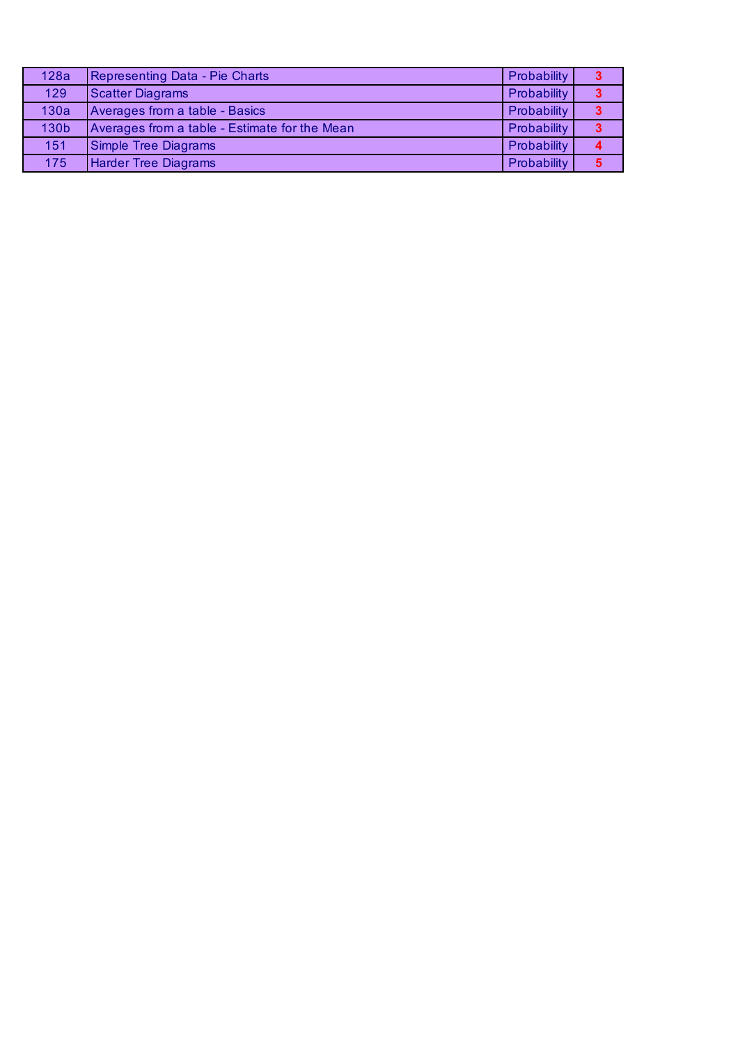| | | | |
|---|---|---|---|
| 128a | Representing Data - Pie Charts | Probability | **3** |
| 129 | Scatter Diagrams | Probability | **3** |
| 130a | Averages from a table - Basics | Probability | **3** |
| 130b | Averages from a table - Estimate for the Mean | Probability | **3** |
| 151 | Simple Tree Diagrams | Probability | **4** |
| 175 | Harder Tree Diagrams | Probability | **5** |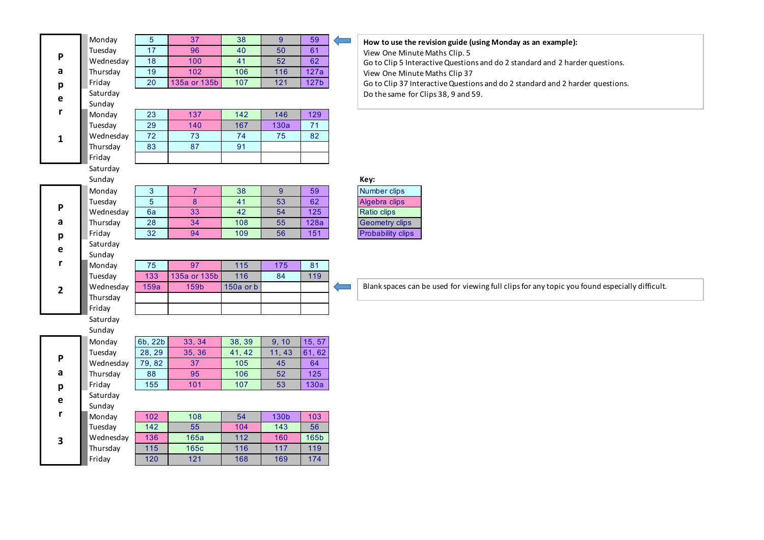## Paper 1

| Day | | | | | |
|---|---|---|---|---|---|
| Monday | 5 | 37 | 38 | 9 | 59 |
| Tuesday | 17 | 96 | 40 | 50 | 61 |
| Wednesday | 18 | 100 | 41 | 52 | 62 |
| Thursday | 19 | 102 | 106 | 116 | 127a |
| Friday | 20 | 135a or 135b | 107 | 121 | 127b |
| Saturday | | | | | |
| Sunday | | | | | |
| Monday | 23 | 137 | 142 | 146 | 129 |
| Tuesday | 29 | 140 | 167 | 130a | 71 |
| Wednesday | 72 | 73 | 74 | 75 | 82 |
| Thursday | 83 | 87 | 91 | | |
| Friday | | | | | |
| Saturday | | | | | |
| Sunday | | | | | |

## Paper 2

| Day | | | | | |
|---|---|---|---|---|---|
| Monday | 3 | 7 | 38 | 9 | 59 |
| Tuesday | 5 | 8 | 41 | 53 | 62 |
| Wednesday | 6a | 33 | 42 | 54 | 125 |
| Thursday | 28 | 34 | 108 | 55 | 128a |
| Friday | 32 | 94 | 109 | 56 | 151 |
| Saturday | | | | | |
| Sunday | | | | | |
| Monday | 75 | 97 | 115 | 175 | 81 |
| Tuesday | 133 | 135a or 135b | 116 | 84 | 119 |
| Wednesday | 159a | 159b | 150a or b | | |
| Thursday | | | | | |
| Friday | | | | | |
| Saturday | | | | | |
| Sunday | | | | | |

## Paper 3

| Day | | | | | |
|---|---|---|---|---|---|
| Monday | 6b, 22b | 33, 34 | 38, 39 | 9, 10 | 15, 57 |
| Tuesday | 28, 29 | 35, 36 | 41, 42 | 11, 43 | 61, 62 |
| Wednesday | 79, 82 | 37 | 105 | 45 | 64 |
| Thursday | 88 | 95 | 106 | 52 | 125 |
| Friday | 155 | 101 | 107 | 53 | 130a |
| Saturday | | | | | |
| Sunday | | | | | |
| Monday | 102 | 108 | 54 | 130b | 103 |
| Tuesday | 142 | 55 | 104 | 143 | 56 |
| Wednesday | 136 | 165a | 112 | 160 | 165b |
| Thursday | 115 | 165c | 116 | 117 | 119 |
| Friday | 120 | 121 | 168 | 169 | 174 |

**How to use the revision guide (using Monday as an example):**

View One Minute Maths Clip. 5
Go to Clip 5 Interactive Questions and do 2 standard and 2 harder questions.
View One Minute Maths Clip 37
Go to Clip 37 Interactive Questions and do 2 standard and 2 harder questions.
Do the same for Clips 38, 9 and 59.

**Key:**

- Number clips
- Algebra clips
- Ratio clips
- Geometry clips
- Probability clips

Blank spaces can be used for viewing full clips for any topic you found especially difficult.